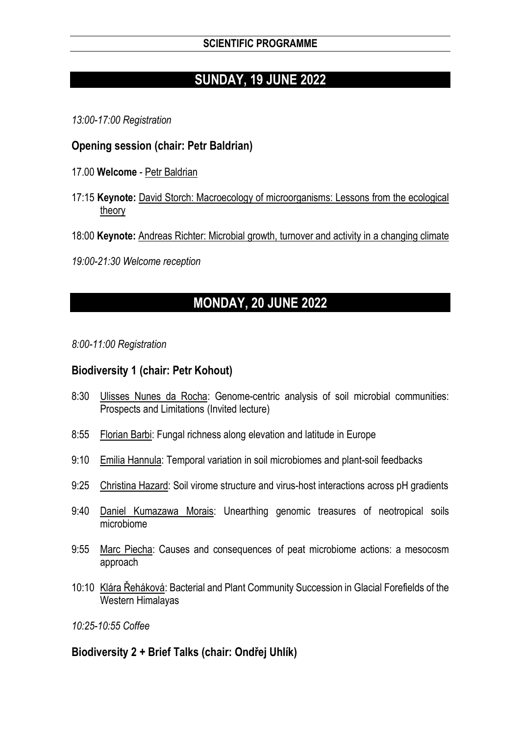**SCIENTIFIC PROGRAMME**

# SUNDAY, 19 JUNE 2022

*13:00-17:00 Registration*

## Opening session (chair: Petr Baldrian)

17.00 **Welcome** - Petr Baldrian

17:15 **Keynote:** David Storch: Macroecology of microorganisms: Lessons from the ecological theory

18:00 **Keynote:** Andreas Richter: Microbial growth, turnover and activity in a changing climate

*19:00-21:30 Welcome reception*

# MONDAY, 20 JUNE 2022

*8:00-11:00 Registration*

## Biodiversity 1 (chair: Petr Kohout)

8:30 Ulisses Nunes da Rocha: Genome-centric analysis of soil microbial communities: Prospects and Limitations (Invited lecture)

8:55 Florian Barbi: Fungal richness along elevation and latitude in Europe

9:10 Emilia Hannula: Temporal variation in soil microbiomes and plant-soil feedbacks

9:25 Christina Hazard: Soil virome structure and virus-host interactions across pH gradients

9:40 Daniel Kumazawa Morais: Unearthing genomic treasures of neotropical soils microbiome

9:55 Marc Piecha: Causes and consequences of peat microbiome actions: a mesocosm approach

10:10 Klára Řeháková: Bacterial and Plant Community Succession in Glacial Forefields of the Western Himalayas

*10:25-10:55 Coffee*

## Biodiversity 2 + Brief Talks (chair: Ondřej Uhlík)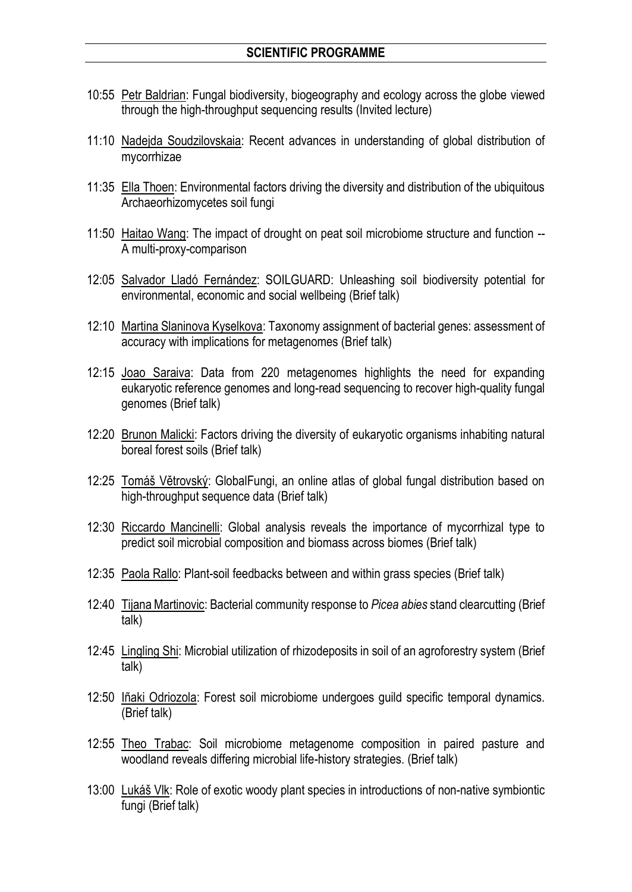## SCIENTIFIC PROGRAMME

10:55 Petr Baldrian: Fungal biodiversity, biogeography and ecology across the globe viewed through the high-throughput sequencing results (Invited lecture)

11:10 Nadejda Soudzilovskaia: Recent advances in understanding of global distribution of mycorrhizae

11:35 Ella Thoen: Environmental factors driving the diversity and distribution of the ubiquitous Archaeorhizomycetes soil fungi

11:50 Haitao Wang: The impact of drought on peat soil microbiome structure and function -- A multi-proxy-comparison

12:05 Salvador Lladó Fernández: SOILGUARD: Unleashing soil biodiversity potential for environmental, economic and social wellbeing (Brief talk)

12:10 Martina Slaninova Kyselkova: Taxonomy assignment of bacterial genes: assessment of accuracy with implications for metagenomes (Brief talk)

12:15 Joao Saraiva: Data from 220 metagenomes highlights the need for expanding eukaryotic reference genomes and long-read sequencing to recover high-quality fungal genomes (Brief talk)

12:20 Brunon Malicki: Factors driving the diversity of eukaryotic organisms inhabiting natural boreal forest soils (Brief talk)

12:25 Tomáš Větrovský: GlobalFungi, an online atlas of global fungal distribution based on high-throughput sequence data (Brief talk)

12:30 Riccardo Mancinelli: Global analysis reveals the importance of mycorrhizal type to predict soil microbial composition and biomass across biomes (Brief talk)

12:35 Paola Rallo: Plant-soil feedbacks between and within grass species (Brief talk)

12:40 Tijana Martinovic: Bacterial community response to *Picea abies* stand clearcutting (Brief talk)

12:45 Lingling Shi: Microbial utilization of rhizodeposits in soil of an agroforestry system (Brief talk)

12:50 Iñaki Odriozola: Forest soil microbiome undergoes guild specific temporal dynamics. (Brief talk)

12:55 Theo Trabac: Soil microbiome metagenome composition in paired pasture and woodland reveals differing microbial life-history strategies. (Brief talk)

13:00 Lukáš Vlk: Role of exotic woody plant species in introductions of non-native symbiontic fungi (Brief talk)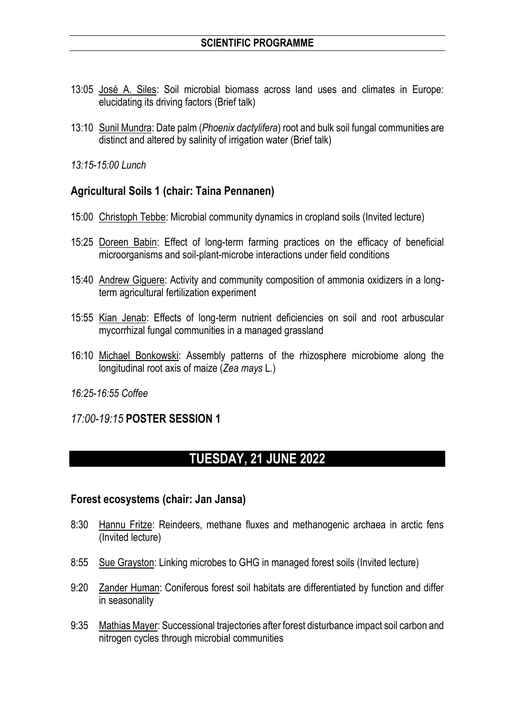13:05 José A. Siles: Soil microbial biomass across land uses and climates in Europe: elucidating its driving factors (Brief talk)

13:10 Sunil Mundra: Date palm (*Phoenix dactylifera*) root and bulk soil fungal communities are distinct and altered by salinity of irrigation water (Brief talk)

*13:15-15:00 Lunch*

### Agricultural Soils 1 (chair: Taina Pennanen)

15:00 Christoph Tebbe: Microbial community dynamics in cropland soils (Invited lecture)

15:25 Doreen Babin: Effect of long-term farming practices on the efficacy of beneficial microorganisms and soil-plant-microbe interactions under field conditions

15:40 Andrew Giguere: Activity and community composition of ammonia oxidizers in a long-term agricultural fertilization experiment

15:55 Kian Jenab: Effects of long-term nutrient deficiencies on soil and root arbuscular mycorrhizal fungal communities in a managed grassland

16:10 Michael Bonkowski: Assembly patterns of the rhizosphere microbiome along the longitudinal root axis of maize (*Zea mays* L.)

*16:25-16:55 Coffee*

*17:00-19:15* **POSTER SESSION 1**

## TUESDAY, 21 JUNE 2022

### Forest ecosystems (chair: Jan Jansa)

8:30 Hannu Fritze: Reindeers, methane fluxes and methanogenic archaea in arctic fens (Invited lecture)

8:55 Sue Grayston: Linking microbes to GHG in managed forest soils (Invited lecture)

9:20 Zander Human: Coniferous forest soil habitats are differentiated by function and differ in seasonality

9:35 Mathias Mayer: Successional trajectories after forest disturbance impact soil carbon and nitrogen cycles through microbial communities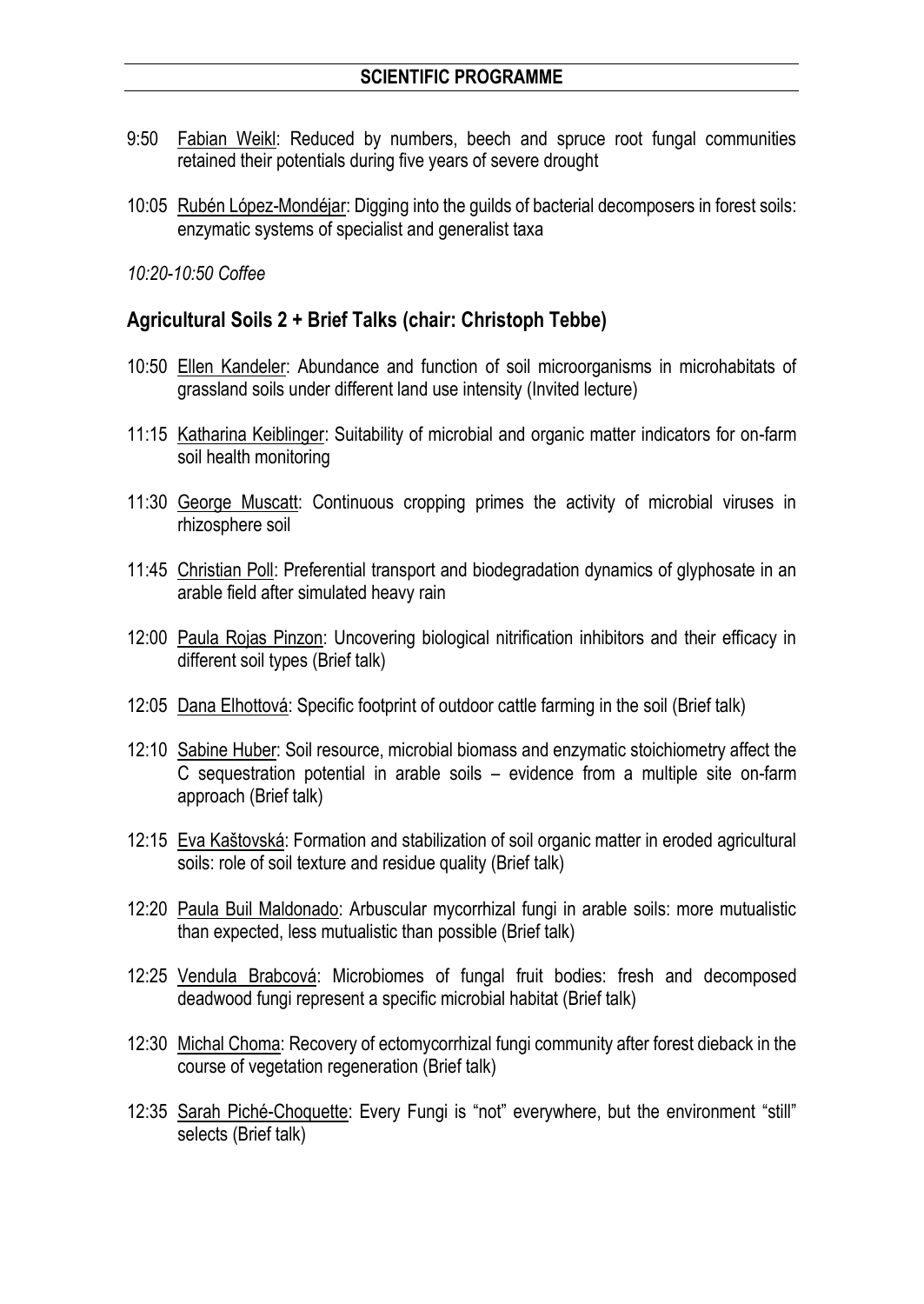## SCIENTIFIC PROGRAMME

9:50 Fabian Weikl: Reduced by numbers, beech and spruce root fungal communities retained their potentials during five years of severe drought

10:05 Rubén López-Mondéjar: Digging into the guilds of bacterial decomposers in forest soils: enzymatic systems of specialist and generalist taxa

*10:20-10:50 Coffee*

### Agricultural Soils 2 + Brief Talks (chair: Christoph Tebbe)

10:50 Ellen Kandeler: Abundance and function of soil microorganisms in microhabitats of grassland soils under different land use intensity (Invited lecture)

11:15 Katharina Keiblinger: Suitability of microbial and organic matter indicators for on-farm soil health monitoring

11:30 George Muscatt: Continuous cropping primes the activity of microbial viruses in rhizosphere soil

11:45 Christian Poll: Preferential transport and biodegradation dynamics of glyphosate in an arable field after simulated heavy rain

12:00 Paula Rojas Pinzon: Uncovering biological nitrification inhibitors and their efficacy in different soil types (Brief talk)

12:05 Dana Elhottová: Specific footprint of outdoor cattle farming in the soil (Brief talk)

12:10 Sabine Huber: Soil resource, microbial biomass and enzymatic stoichiometry affect the C sequestration potential in arable soils – evidence from a multiple site on-farm approach (Brief talk)

12:15 Eva Kaštovská: Formation and stabilization of soil organic matter in eroded agricultural soils: role of soil texture and residue quality (Brief talk)

12:20 Paula Buil Maldonado: Arbuscular mycorrhizal fungi in arable soils: more mutualistic than expected, less mutualistic than possible (Brief talk)

12:25 Vendula Brabcová: Microbiomes of fungal fruit bodies: fresh and decomposed deadwood fungi represent a specific microbial habitat (Brief talk)

12:30 Michal Choma: Recovery of ectomycorrhizal fungi community after forest dieback in the course of vegetation regeneration (Brief talk)

12:35 Sarah Piché-Choquette: Every Fungi is "not" everywhere, but the environment "still" selects (Brief talk)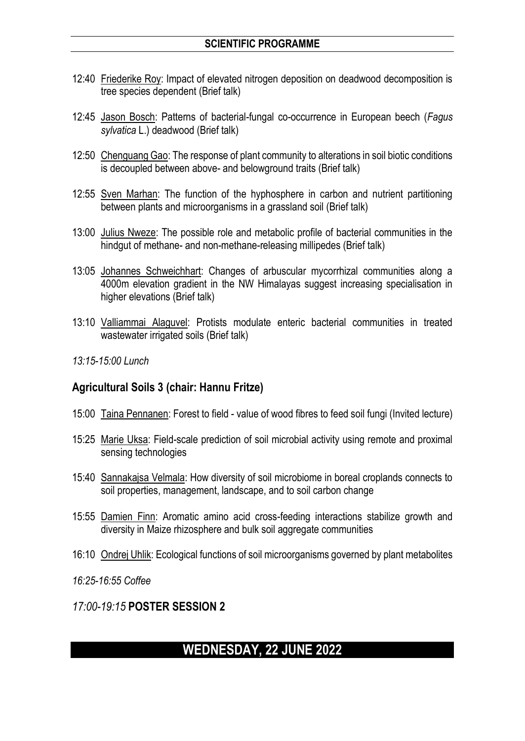12:40 Friederike Roy: Impact of elevated nitrogen deposition on deadwood decomposition is tree species dependent (Brief talk)

12:45 Jason Bosch: Patterns of bacterial-fungal co-occurrence in European beech (*Fagus sylvatica* L.) deadwood (Brief talk)

12:50 Chenguang Gao: The response of plant community to alterations in soil biotic conditions is decoupled between above- and belowground traits (Brief talk)

12:55 Sven Marhan: The function of the hyphosphere in carbon and nutrient partitioning between plants and microorganisms in a grassland soil (Brief talk)

13:00 Julius Nweze: The possible role and metabolic profile of bacterial communities in the hindgut of methane- and non-methane-releasing millipedes (Brief talk)

13:05 Johannes Schweichhart: Changes of arbuscular mycorrhizal communities along a 4000m elevation gradient in the NW Himalayas suggest increasing specialisation in higher elevations (Brief talk)

13:10 Valliammai Alaguvel: Protists modulate enteric bacterial communities in treated wastewater irrigated soils (Brief talk)

*13:15-15:00 Lunch*

## Agricultural Soils 3 (chair: Hannu Fritze)

15:00 Taina Pennanen: Forest to field - value of wood fibres to feed soil fungi (Invited lecture)

15:25 Marie Uksa: Field-scale prediction of soil microbial activity using remote and proximal sensing technologies

15:40 Sannakajsa Velmala: How diversity of soil microbiome in boreal croplands connects to soil properties, management, landscape, and to soil carbon change

15:55 Damien Finn: Aromatic amino acid cross-feeding interactions stabilize growth and diversity in Maize rhizosphere and bulk soil aggregate communities

16:10 Ondrej Uhlik: Ecological functions of soil microorganisms governed by plant metabolites

*16:25-16:55 Coffee*

*17:00-19:15* **POSTER SESSION 2**

# WEDNESDAY, 22 JUNE 2022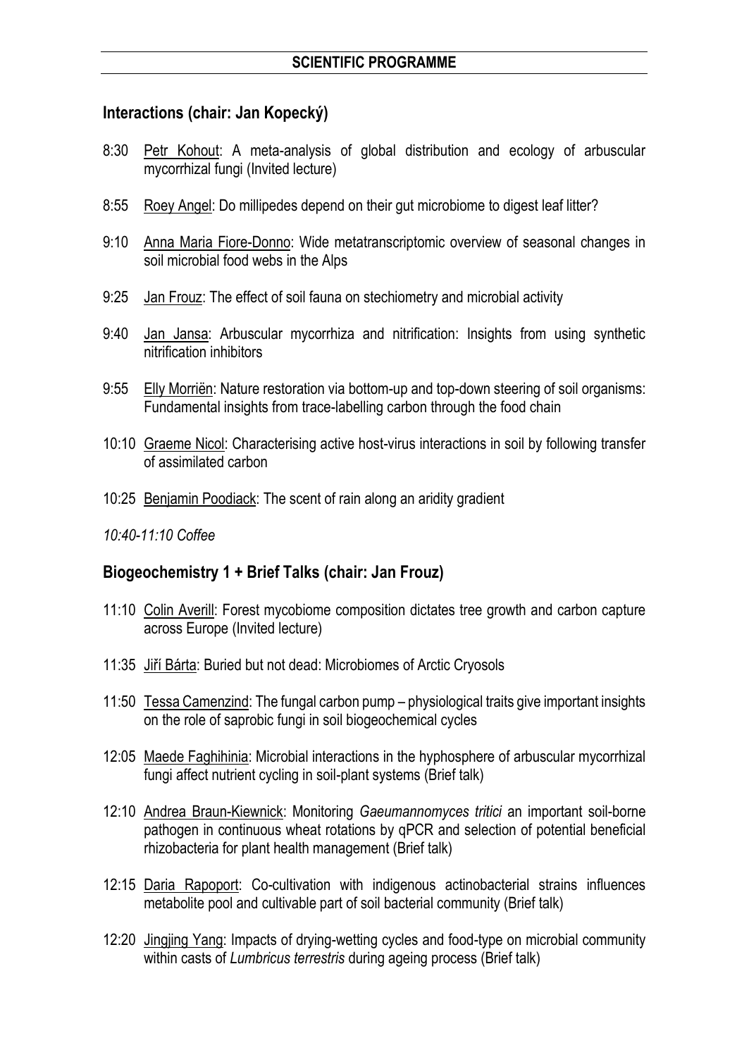## SCIENTIFIC PROGRAMME

### Interactions (chair: Jan Kopecký)

8:30 Petr Kohout: A meta-analysis of global distribution and ecology of arbuscular mycorrhizal fungi (Invited lecture)

8:55 Roey Angel: Do millipedes depend on their gut microbiome to digest leaf litter?

9:10 Anna Maria Fiore-Donno: Wide metatranscriptomic overview of seasonal changes in soil microbial food webs in the Alps

9:25 Jan Frouz: The effect of soil fauna on stechiometry and microbial activity

9:40 Jan Jansa: Arbuscular mycorrhiza and nitrification: Insights from using synthetic nitrification inhibitors

9:55 Elly Morriën: Nature restoration via bottom-up and top-down steering of soil organisms: Fundamental insights from trace-labelling carbon through the food chain

10:10 Graeme Nicol: Characterising active host-virus interactions in soil by following transfer of assimilated carbon

10:25 Benjamin Poodiack: The scent of rain along an aridity gradient

*10:40-11:10 Coffee*

### Biogeochemistry 1 + Brief Talks (chair: Jan Frouz)

11:10 Colin Averill: Forest mycobiome composition dictates tree growth and carbon capture across Europe (Invited lecture)

11:35 Jiří Bárta: Buried but not dead: Microbiomes of Arctic Cryosols

11:50 Tessa Camenzind: The fungal carbon pump – physiological traits give important insights on the role of saprobic fungi in soil biogeochemical cycles

12:05 Maede Faghihinia: Microbial interactions in the hyphosphere of arbuscular mycorrhizal fungi affect nutrient cycling in soil-plant systems (Brief talk)

12:10 Andrea Braun-Kiewnick: Monitoring *Gaeumannomyces tritici* an important soil-borne pathogen in continuous wheat rotations by qPCR and selection of potential beneficial rhizobacteria for plant health management (Brief talk)

12:15 Daria Rapoport: Co-cultivation with indigenous actinobacterial strains influences metabolite pool and cultivable part of soil bacterial community (Brief talk)

12:20 Jingjing Yang: Impacts of drying-wetting cycles and food-type on microbial community within casts of *Lumbricus terrestris* during ageing process (Brief talk)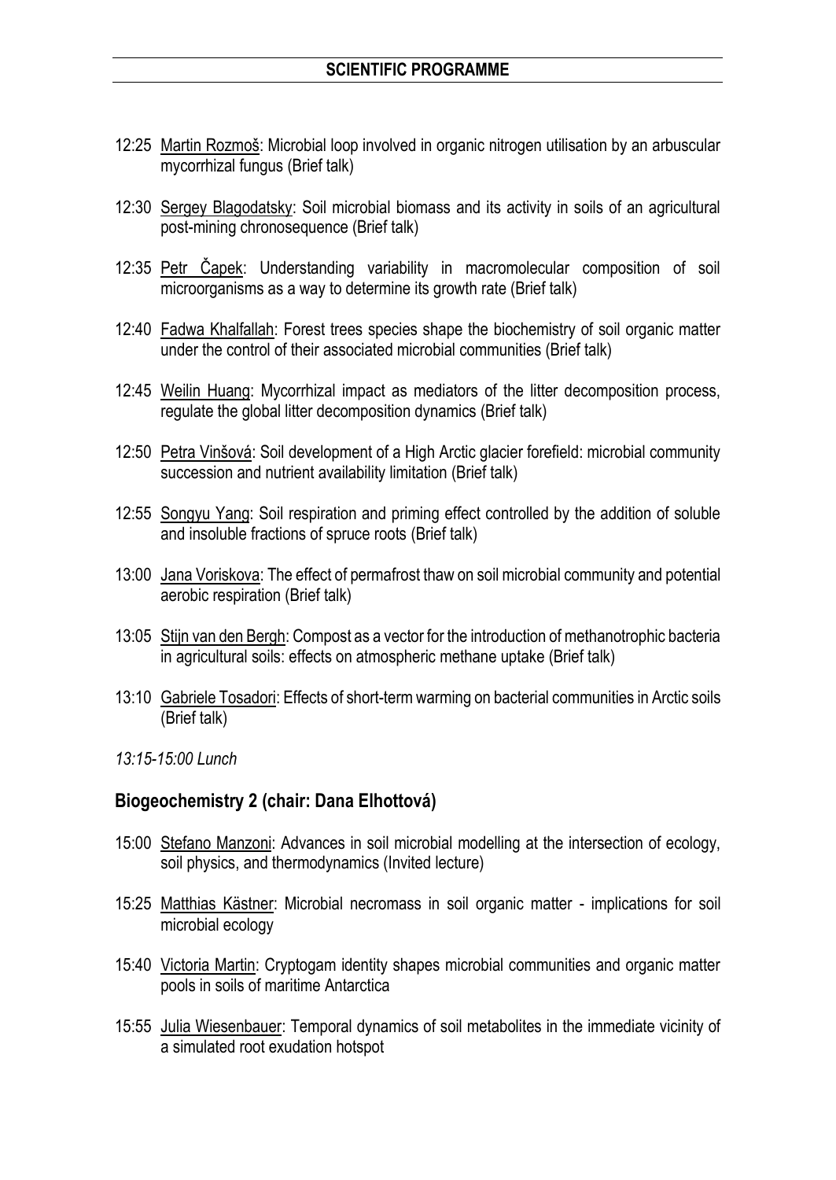## SCIENTIFIC PROGRAMME

12:25 Martin Rozmoš: Microbial loop involved in organic nitrogen utilisation by an arbuscular mycorrhizal fungus (Brief talk)

12:30 Sergey Blagodatsky: Soil microbial biomass and its activity in soils of an agricultural post-mining chronosequence (Brief talk)

12:35 Petr Čapek: Understanding variability in macromolecular composition of soil microorganisms as a way to determine its growth rate (Brief talk)

12:40 Fadwa Khalfallah: Forest trees species shape the biochemistry of soil organic matter under the control of their associated microbial communities (Brief talk)

12:45 Weilin Huang: Mycorrhizal impact as mediators of the litter decomposition process, regulate the global litter decomposition dynamics (Brief talk)

12:50 Petra Vinšová: Soil development of a High Arctic glacier forefield: microbial community succession and nutrient availability limitation (Brief talk)

12:55 Songyu Yang: Soil respiration and priming effect controlled by the addition of soluble and insoluble fractions of spruce roots (Brief talk)

13:00 Jana Voriskova: The effect of permafrost thaw on soil microbial community and potential aerobic respiration (Brief talk)

13:05 Stijn van den Bergh: Compost as a vector for the introduction of methanotrophic bacteria in agricultural soils: effects on atmospheric methane uptake (Brief talk)

13:10 Gabriele Tosadori: Effects of short-term warming on bacterial communities in Arctic soils (Brief talk)

*13:15-15:00 Lunch*

### Biogeochemistry 2 (chair: Dana Elhottová)

15:00 Stefano Manzoni: Advances in soil microbial modelling at the intersection of ecology, soil physics, and thermodynamics (Invited lecture)

15:25 Matthias Kästner: Microbial necromass in soil organic matter - implications for soil microbial ecology

15:40 Victoria Martin: Cryptogam identity shapes microbial communities and organic matter pools in soils of maritime Antarctica

15:55 Julia Wiesenbauer: Temporal dynamics of soil metabolites in the immediate vicinity of a simulated root exudation hotspot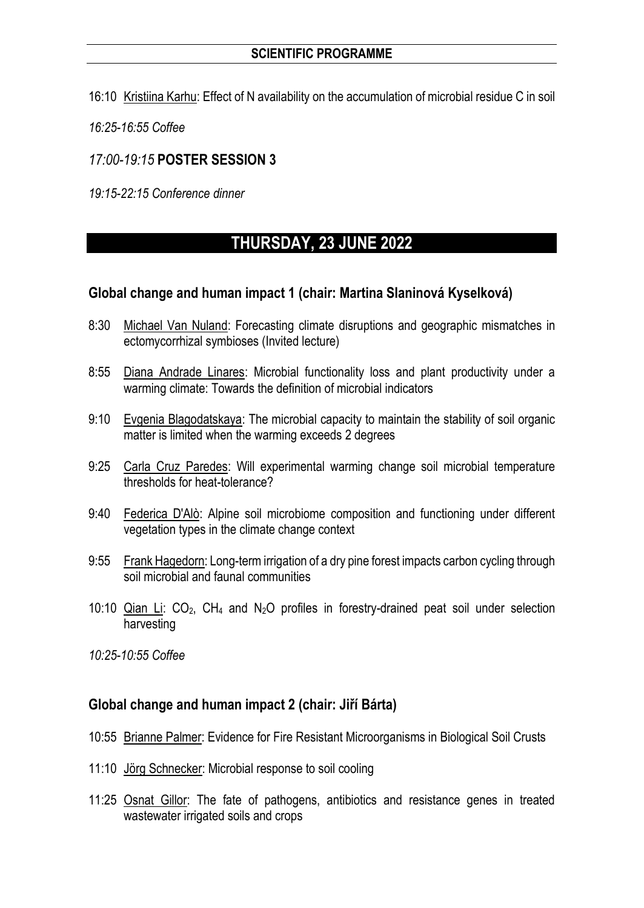16:10 Kristiina Karhu: Effect of N availability on the accumulation of microbial residue C in soil

*16:25-16:55 Coffee*

*17:00-19:15* **POSTER SESSION 3**

*19:15-22:15 Conference dinner*

# THURSDAY, 23 JUNE 2022

## Global change and human impact 1 (chair: Martina Slaninová Kyselková)

8:30 Michael Van Nuland: Forecasting climate disruptions and geographic mismatches in ectomycorrhizal symbioses (Invited lecture)

8:55 Diana Andrade Linares: Microbial functionality loss and plant productivity under a warming climate: Towards the definition of microbial indicators

9:10 Evgenia Blagodatskaya: The microbial capacity to maintain the stability of soil organic matter is limited when the warming exceeds 2 degrees

9:25 Carla Cruz Paredes: Will experimental warming change soil microbial temperature thresholds for heat-tolerance?

9:40 Federica D'Alò: Alpine soil microbiome composition and functioning under different vegetation types in the climate change context

9:55 Frank Hagedorn: Long-term irrigation of a dry pine forest impacts carbon cycling through soil microbial and faunal communities

10:10 Qian Li: $CO_2$, $CH_4$ and $N_2O$ profiles in forestry-drained peat soil under selection harvesting

*10:25-10:55 Coffee*

## Global change and human impact 2 (chair: Jiří Bárta)

10:55 Brianne Palmer: Evidence for Fire Resistant Microorganisms in Biological Soil Crusts

11:10 Jörg Schnecker: Microbial response to soil cooling

11:25 Osnat Gillor: The fate of pathogens, antibiotics and resistance genes in treated wastewater irrigated soils and crops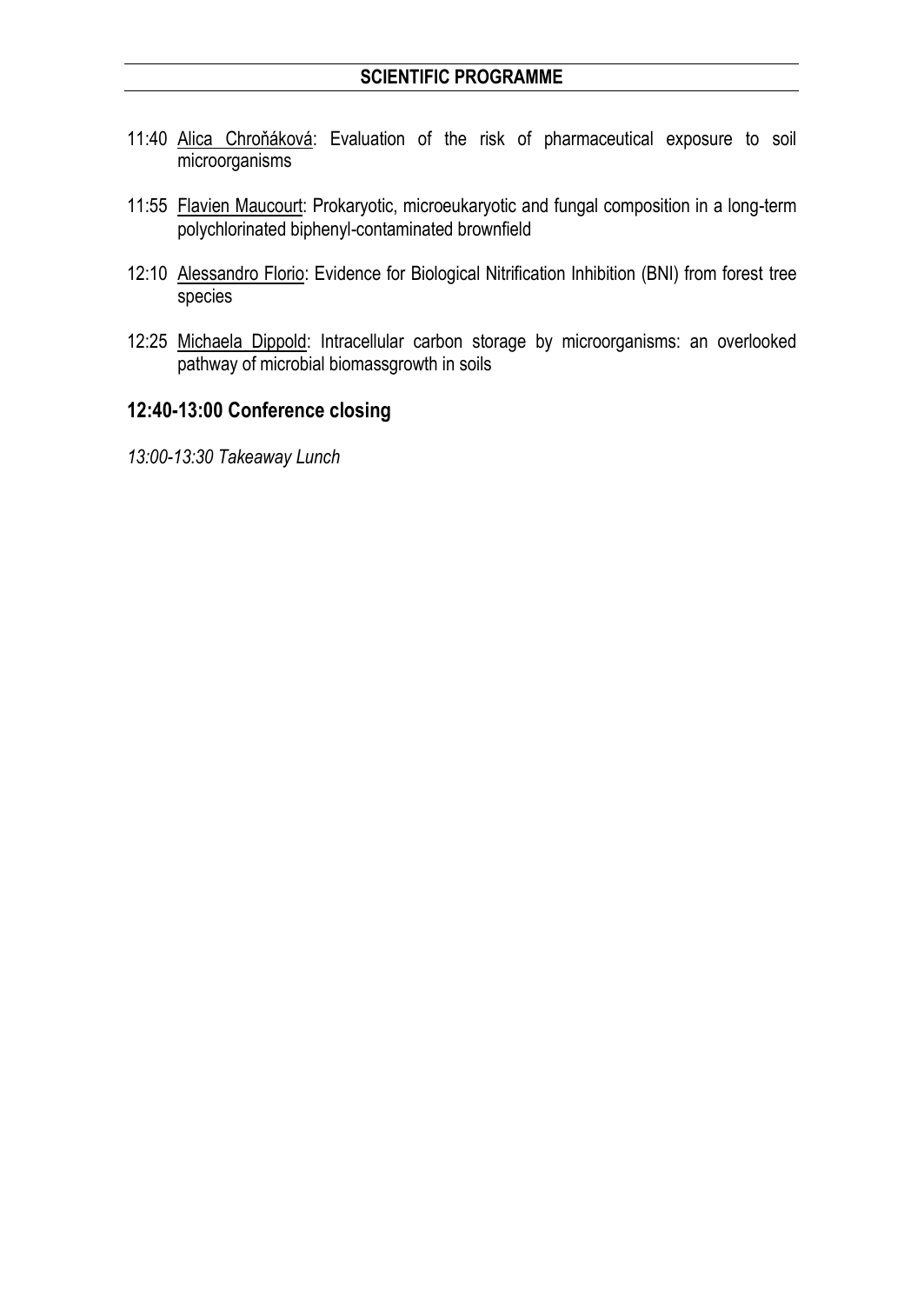11:40 Alica Chroňáková: Evaluation of the risk of pharmaceutical exposure to soil microorganisms

11:55 Flavien Maucourt: Prokaryotic, microeukaryotic and fungal composition in a long-term polychlorinated biphenyl-contaminated brownfield

12:10 Alessandro Florio: Evidence for Biological Nitrification Inhibition (BNI) from forest tree species

12:25 Michaela Dippold: Intracellular carbon storage by microorganisms: an overlooked pathway of microbial biomassgrowth in soils

## 12:40-13:00 Conference closing

*13:00-13:30 Takeaway Lunch*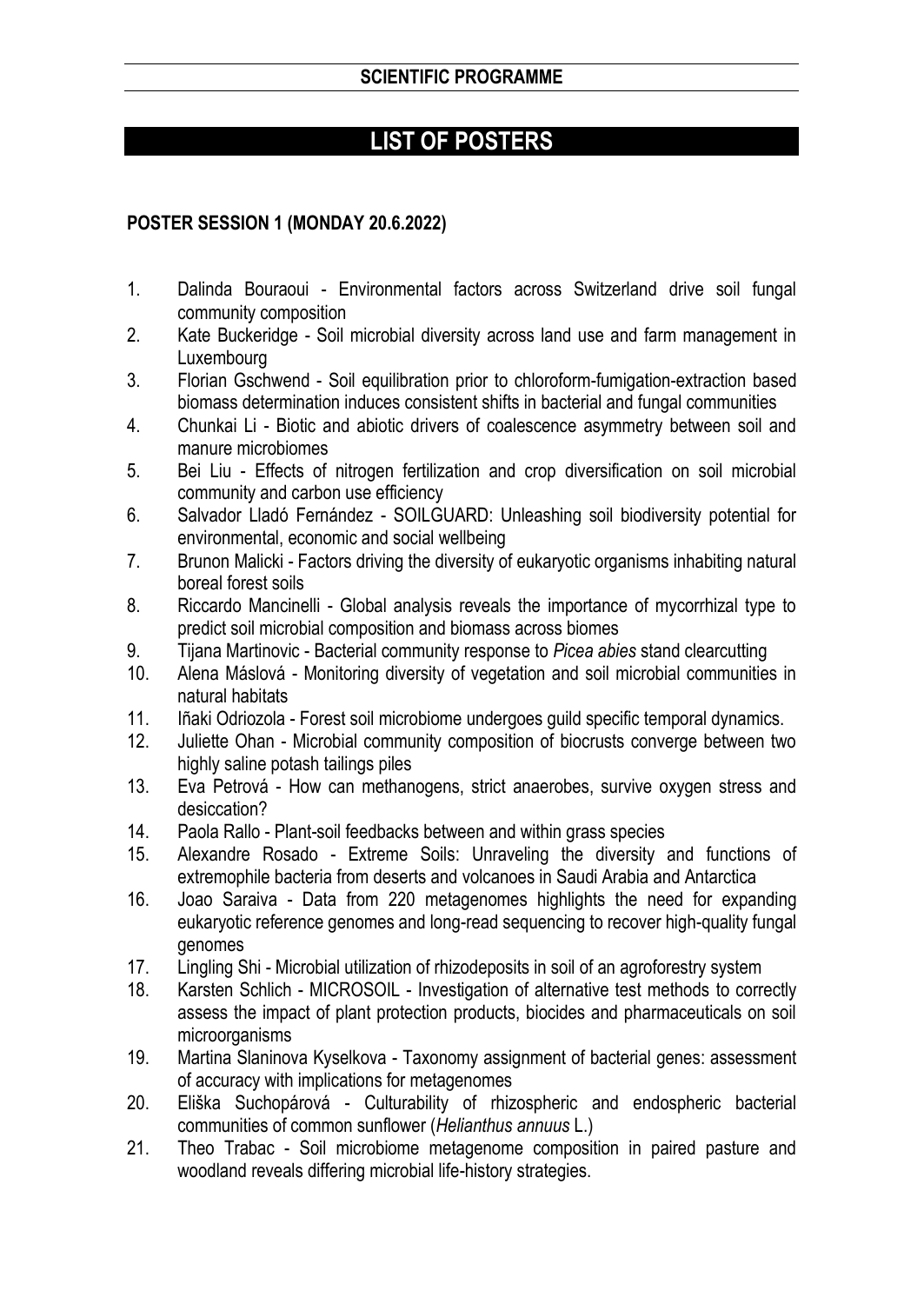**SCIENTIFIC PROGRAMME**

# LIST OF POSTERS

## POSTER SESSION 1 (MONDAY 20.6.2022)

1. Dalinda Bouraoui - Environmental factors across Switzerland drive soil fungal community composition
2. Kate Buckeridge - Soil microbial diversity across land use and farm management in Luxembourg
3. Florian Gschwend - Soil equilibration prior to chloroform-fumigation-extraction based biomass determination induces consistent shifts in bacterial and fungal communities
4. Chunkai Li - Biotic and abiotic drivers of coalescence asymmetry between soil and manure microbiomes
5. Bei Liu - Effects of nitrogen fertilization and crop diversification on soil microbial community and carbon use efficiency
6. Salvador Lladó Fernández - SOILGUARD: Unleashing soil biodiversity potential for environmental, economic and social wellbeing
7. Brunon Malicki - Factors driving the diversity of eukaryotic organisms inhabiting natural boreal forest soils
8. Riccardo Mancinelli - Global analysis reveals the importance of mycorrhizal type to predict soil microbial composition and biomass across biomes
9. Tijana Martinovic - Bacterial community response to *Picea abies* stand clearcutting
10. Alena Máslová - Monitoring diversity of vegetation and soil microbial communities in natural habitats
11. Iñaki Odriozola - Forest soil microbiome undergoes guild specific temporal dynamics.
12. Juliette Ohan - Microbial community composition of biocrusts converge between two highly saline potash tailings piles
13. Eva Petrová - How can methanogens, strict anaerobes, survive oxygen stress and desiccation?
14. Paola Rallo - Plant-soil feedbacks between and within grass species
15. Alexandre Rosado - Extreme Soils: Unraveling the diversity and functions of extremophile bacteria from deserts and volcanoes in Saudi Arabia and Antarctica
16. Joao Saraiva - Data from 220 metagenomes highlights the need for expanding eukaryotic reference genomes and long-read sequencing to recover high-quality fungal genomes
17. Lingling Shi - Microbial utilization of rhizodeposits in soil of an agroforestry system
18. Karsten Schlich - MICROSOIL - Investigation of alternative test methods to correctly assess the impact of plant protection products, biocides and pharmaceuticals on soil microorganisms
19. Martina Slaninova Kyselkova - Taxonomy assignment of bacterial genes: assessment of accuracy with implications for metagenomes
20. Eliška Suchopárová - Culturability of rhizospheric and endospheric bacterial communities of common sunflower (*Helianthus annuus* L.)
21. Theo Trabac - Soil microbiome metagenome composition in paired pasture and woodland reveals differing microbial life-history strategies.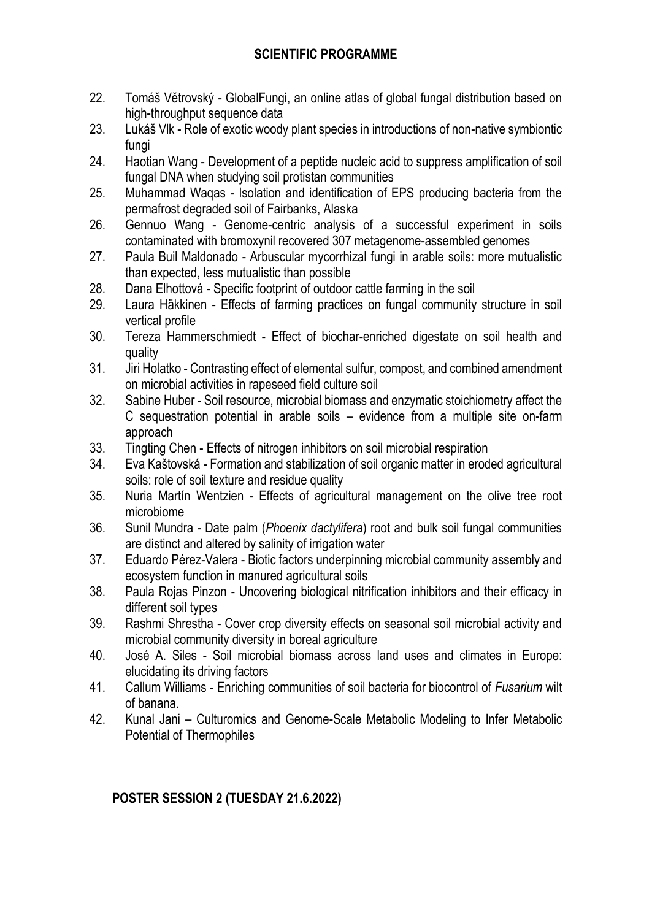22. Tomáš Větrovský - GlobalFungi, an online atlas of global fungal distribution based on high-throughput sequence data
23. Lukáš Vlk - Role of exotic woody plant species in introductions of non-native symbiontic fungi
24. Haotian Wang - Development of a peptide nucleic acid to suppress amplification of soil fungal DNA when studying soil protistan communities
25. Muhammad Waqas - Isolation and identification of EPS producing bacteria from the permafrost degraded soil of Fairbanks, Alaska
26. Gennuo Wang - Genome-centric analysis of a successful experiment in soils contaminated with bromoxynil recovered 307 metagenome-assembled genomes
27. Paula Buil Maldonado - Arbuscular mycorrhizal fungi in arable soils: more mutualistic than expected, less mutualistic than possible
28. Dana Elhottová - Specific footprint of outdoor cattle farming in the soil
29. Laura Häkkinen - Effects of farming practices on fungal community structure in soil vertical profile
30. Tereza Hammerschmiedt - Effect of biochar-enriched digestate on soil health and quality
31. Jiri Holatko - Contrasting effect of elemental sulfur, compost, and combined amendment on microbial activities in rapeseed field culture soil
32. Sabine Huber - Soil resource, microbial biomass and enzymatic stoichiometry affect the C sequestration potential in arable soils – evidence from a multiple site on-farm approach
33. Tingting Chen - Effects of nitrogen inhibitors on soil microbial respiration
34. Eva Kaštovská - Formation and stabilization of soil organic matter in eroded agricultural soils: role of soil texture and residue quality
35. Nuria Martín Wentzien - Effects of agricultural management on the olive tree root microbiome
36. Sunil Mundra - Date palm (*Phoenix dactylifera*) root and bulk soil fungal communities are distinct and altered by salinity of irrigation water
37. Eduardo Pérez-Valera - Biotic factors underpinning microbial community assembly and ecosystem function in manured agricultural soils
38. Paula Rojas Pinzon - Uncovering biological nitrification inhibitors and their efficacy in different soil types
39. Rashmi Shrestha - Cover crop diversity effects on seasonal soil microbial activity and microbial community diversity in boreal agriculture
40. José A. Siles - Soil microbial biomass across land uses and climates in Europe: elucidating its driving factors
41. Callum Williams - Enriching communities of soil bacteria for biocontrol of *Fusarium* wilt of banana.
42. Kunal Jani – Culturomics and Genome-Scale Metabolic Modeling to Infer Metabolic Potential of Thermophiles

## POSTER SESSION 2 (TUESDAY 21.6.2022)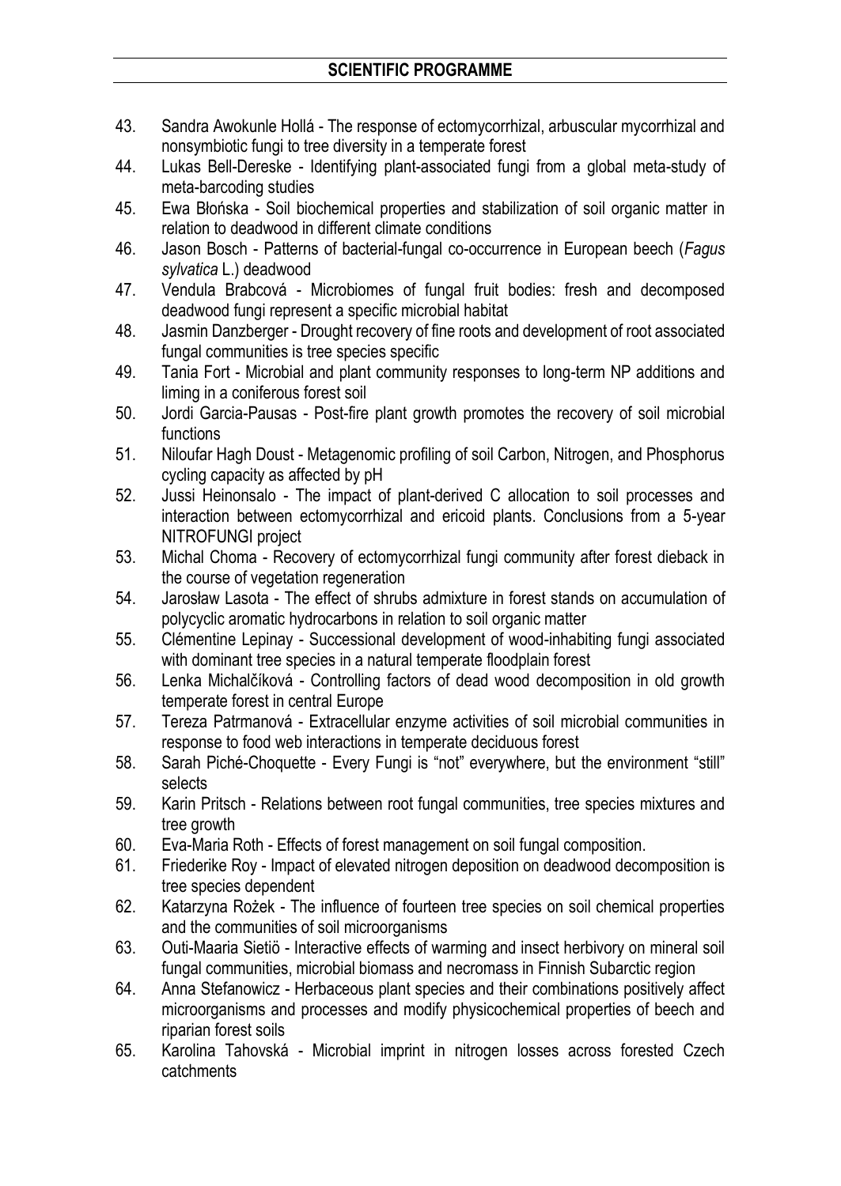## SCIENTIFIC PROGRAMME

43. Sandra Awokunle Hollá - The response of ectomycorrhizal, arbuscular mycorrhizal and nonsymbiotic fungi to tree diversity in a temperate forest
44. Lukas Bell-Dereske - Identifying plant-associated fungi from a global meta-study of meta-barcoding studies
45. Ewa Błońska - Soil biochemical properties and stabilization of soil organic matter in relation to deadwood in different climate conditions
46. Jason Bosch - Patterns of bacterial-fungal co-occurrence in European beech (*Fagus sylvatica* L.) deadwood
47. Vendula Brabcová - Microbiomes of fungal fruit bodies: fresh and decomposed deadwood fungi represent a specific microbial habitat
48. Jasmin Danzberger - Drought recovery of fine roots and development of root associated fungal communities is tree species specific
49. Tania Fort - Microbial and plant community responses to long-term NP additions and liming in a coniferous forest soil
50. Jordi Garcia-Pausas - Post-fire plant growth promotes the recovery of soil microbial functions
51. Niloufar Hagh Doust - Metagenomic profiling of soil Carbon, Nitrogen, and Phosphorus cycling capacity as affected by pH
52. Jussi Heinonsalo - The impact of plant-derived C allocation to soil processes and interaction between ectomycorrhizal and ericoid plants. Conclusions from a 5-year NITROFUNGI project
53. Michal Choma - Recovery of ectomycorrhizal fungi community after forest dieback in the course of vegetation regeneration
54. Jarosław Lasota - The effect of shrubs admixture in forest stands on accumulation of polycyclic aromatic hydrocarbons in relation to soil organic matter
55. Clémentine Lepinay - Successional development of wood-inhabiting fungi associated with dominant tree species in a natural temperate floodplain forest
56. Lenka Michalčíková - Controlling factors of dead wood decomposition in old growth temperate forest in central Europe
57. Tereza Patrmanová - Extracellular enzyme activities of soil microbial communities in response to food web interactions in temperate deciduous forest
58. Sarah Piché-Choquette - Every Fungi is "not" everywhere, but the environment "still" selects
59. Karin Pritsch - Relations between root fungal communities, tree species mixtures and tree growth
60. Eva-Maria Roth - Effects of forest management on soil fungal composition.
61. Friederike Roy - Impact of elevated nitrogen deposition on deadwood decomposition is tree species dependent
62. Katarzyna Rożek - The influence of fourteen tree species on soil chemical properties and the communities of soil microorganisms
63. Outi-Maaria Sietiö - Interactive effects of warming and insect herbivory on mineral soil fungal communities, microbial biomass and necromass in Finnish Subarctic region
64. Anna Stefanowicz - Herbaceous plant species and their combinations positively affect microorganisms and processes and modify physicochemical properties of beech and riparian forest soils
65. Karolina Tahovská - Microbial imprint in nitrogen losses across forested Czech catchments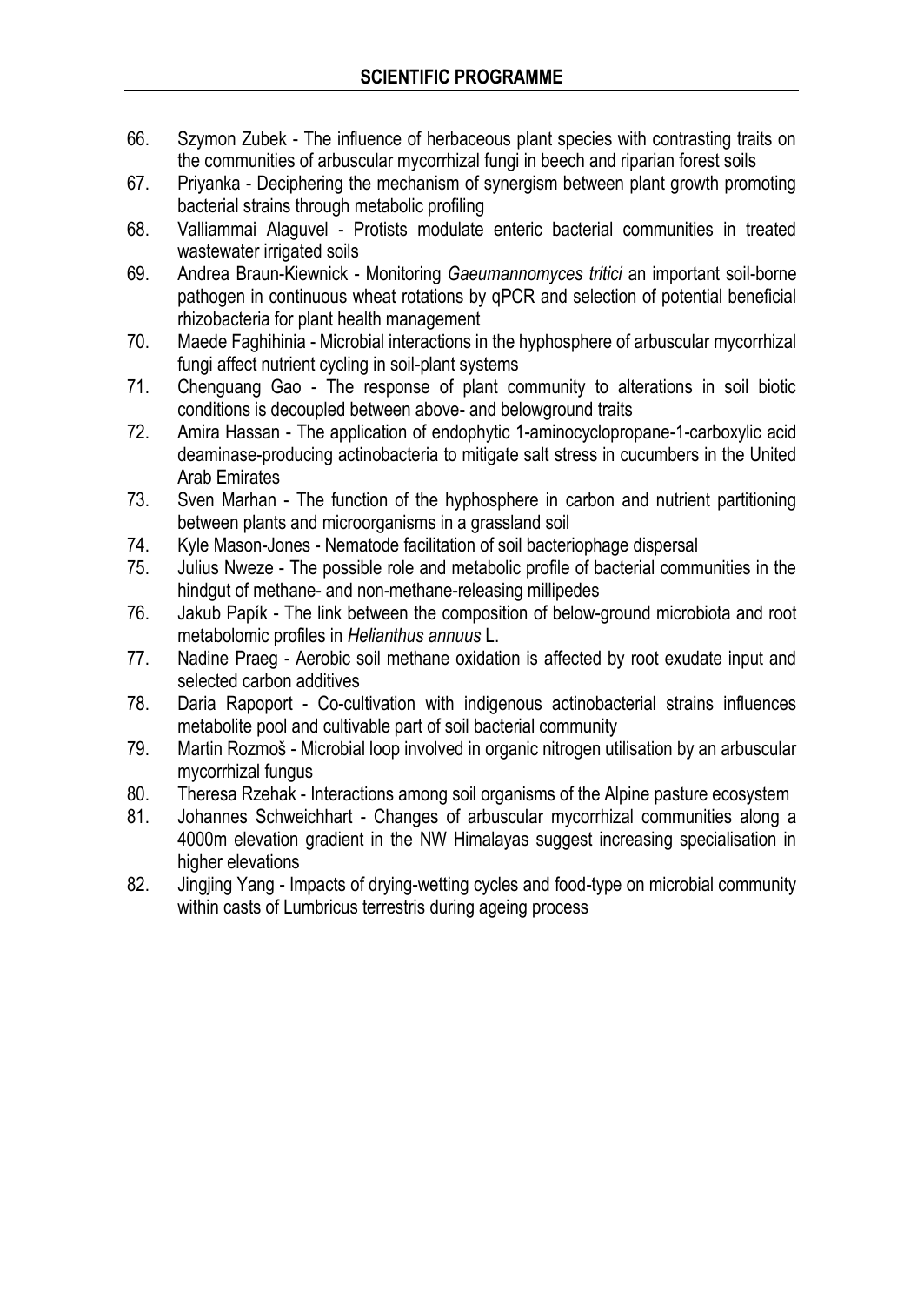66. Szymon Zubek - The influence of herbaceous plant species with contrasting traits on the communities of arbuscular mycorrhizal fungi in beech and riparian forest soils
67. Priyanka - Deciphering the mechanism of synergism between plant growth promoting bacterial strains through metabolic profiling
68. Valliammai Alaguvel - Protists modulate enteric bacterial communities in treated wastewater irrigated soils
69. Andrea Braun-Kiewnick - Monitoring *Gaeumannomyces tritici* an important soil-borne pathogen in continuous wheat rotations by qPCR and selection of potential beneficial rhizobacteria for plant health management
70. Maede Faghihinia - Microbial interactions in the hyphosphere of arbuscular mycorrhizal fungi affect nutrient cycling in soil-plant systems
71. Chenguang Gao - The response of plant community to alterations in soil biotic conditions is decoupled between above- and belowground traits
72. Amira Hassan - The application of endophytic 1-aminocyclopropane-1-carboxylic acid deaminase-producing actinobacteria to mitigate salt stress in cucumbers in the United Arab Emirates
73. Sven Marhan - The function of the hyphosphere in carbon and nutrient partitioning between plants and microorganisms in a grassland soil
74. Kyle Mason-Jones - Nematode facilitation of soil bacteriophage dispersal
75. Julius Nweze - The possible role and metabolic profile of bacterial communities in the hindgut of methane- and non-methane-releasing millipedes
76. Jakub Papík - The link between the composition of below-ground microbiota and root metabolomic profiles in *Helianthus annuus* L.
77. Nadine Praeg - Aerobic soil methane oxidation is affected by root exudate input and selected carbon additives
78. Daria Rapoport - Co-cultivation with indigenous actinobacterial strains influences metabolite pool and cultivable part of soil bacterial community
79. Martin Rozmoš - Microbial loop involved in organic nitrogen utilisation by an arbuscular mycorrhizal fungus
80. Theresa Rzehak - Interactions among soil organisms of the Alpine pasture ecosystem
81. Johannes Schweichhart - Changes of arbuscular mycorrhizal communities along a 4000m elevation gradient in the NW Himalayas suggest increasing specialisation in higher elevations
82. Jingjing Yang - Impacts of drying-wetting cycles and food-type on microbial community within casts of Lumbricus terrestris during ageing process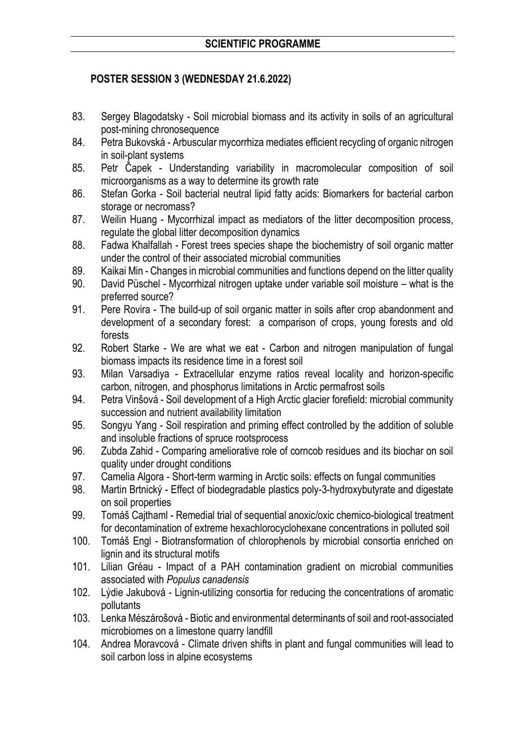## SCIENTIFIC PROGRAMME

### POSTER SESSION 3 (WEDNESDAY 21.6.2022)

83. Sergey Blagodatsky - Soil microbial biomass and its activity in soils of an agricultural post-mining chronosequence
84. Petra Bukovská - Arbuscular mycorrhiza mediates efficient recycling of organic nitrogen in soil-plant systems
85. Petr Čapek - Understanding variability in macromolecular composition of soil microorganisms as a way to determine its growth rate
86. Stefan Gorka - Soil bacterial neutral lipid fatty acids: Biomarkers for bacterial carbon storage or necromass?
87. Weilin Huang - Mycorrhizal impact as mediators of the litter decomposition process, regulate the global litter decomposition dynamics
88. Fadwa Khalfallah - Forest trees species shape the biochemistry of soil organic matter under the control of their associated microbial communities
89. Kaikai Min - Changes in microbial communities and functions depend on the litter quality
90. David Püschel - Mycorrhizal nitrogen uptake under variable soil moisture – what is the preferred source?
91. Pere Rovira - The build-up of soil organic matter in soils after crop abandonment and development of a secondary forest: a comparison of crops, young forests and old forests
92. Robert Starke - We are what we eat - Carbon and nitrogen manipulation of fungal biomass impacts its residence time in a forest soil
93. Milan Varsadiya - Extracellular enzyme ratios reveal locality and horizon-specific carbon, nitrogen, and phosphorus limitations in Arctic permafrost soils
94. Petra Vinšová - Soil development of a High Arctic glacier forefield: microbial community succession and nutrient availability limitation
95. Songyu Yang - Soil respiration and priming effect controlled by the addition of soluble and insoluble fractions of spruce rootsprocess
96. Zubda Zahid - Comparing ameliorative role of corncob residues and its biochar on soil quality under drought conditions
97. Camelia Algora - Short-term warming in Arctic soils: effects on fungal communities
98. Martin Brtnický - Effect of biodegradable plastics poly-3-hydroxybutyrate and digestate on soil properties
99. Tomáš Cajthaml - Remedial trial of sequential anoxic/oxic chemico-biological treatment for decontamination of extreme hexachlorocyclohexane concentrations in polluted soil
100. Tomáš Engl - Biotransformation of chlorophenols by microbial consortia enriched on lignin and its structural motifs
101. Lilian Gréau - Impact of a PAH contamination gradient on microbial communities associated with *Populus canadensis*
102. Lýdie Jakubová - Lignin-utilizing consortia for reducing the concentrations of aromatic pollutants
103. Lenka Mészárošová - Biotic and environmental determinants of soil and root-associated microbiomes on a limestone quarry landfill
104. Andrea Moravcová - Climate driven shifts in plant and fungal communities will lead to soil carbon loss in alpine ecosystems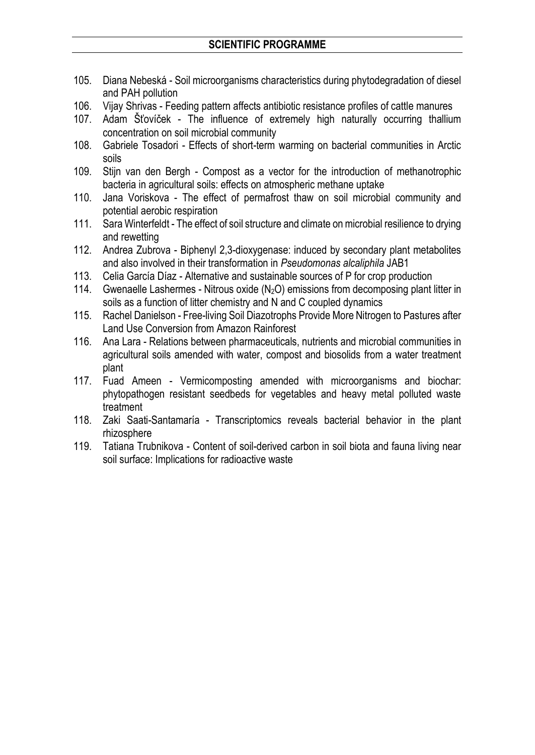105. Diana Nebeská - Soil microorganisms characteristics during phytodegradation of diesel and PAH pollution
106. Vijay Shrivas - Feeding pattern affects antibiotic resistance profiles of cattle manures
107. Adam Šťovíček - The influence of extremely high naturally occurring thallium concentration on soil microbial community
108. Gabriele Tosadori - Effects of short-term warming on bacterial communities in Arctic soils
109. Stijn van den Bergh - Compost as a vector for the introduction of methanotrophic bacteria in agricultural soils: effects on atmospheric methane uptake
110. Jana Voriskova - The effect of permafrost thaw on soil microbial community and potential aerobic respiration
111. Sara Winterfeldt - The effect of soil structure and climate on microbial resilience to drying and rewetting
112. Andrea Zubrova - Biphenyl 2,3-dioxygenase: induced by secondary plant metabolites and also involved in their transformation in *Pseudomonas alcaliphila* JAB1
113. Celia García Díaz - Alternative and sustainable sources of P for crop production
114. Gwenaelle Lashermes - Nitrous oxide ($N_2O$) emissions from decomposing plant litter in soils as a function of litter chemistry and N and C coupled dynamics
115. Rachel Danielson - Free-living Soil Diazotrophs Provide More Nitrogen to Pastures after Land Use Conversion from Amazon Rainforest
116. Ana Lara - Relations between pharmaceuticals, nutrients and microbial communities in agricultural soils amended with water, compost and biosolids from a water treatment plant
117. Fuad Ameen - Vermicomposting amended with microorganisms and biochar: phytopathogen resistant seedbeds for vegetables and heavy metal polluted waste treatment
118. Zaki Saati-Santamaría - Transcriptomics reveals bacterial behavior in the plant rhizosphere
119. Tatiana Trubnikova - Content of soil-derived carbon in soil biota and fauna living near soil surface: Implications for radioactive waste